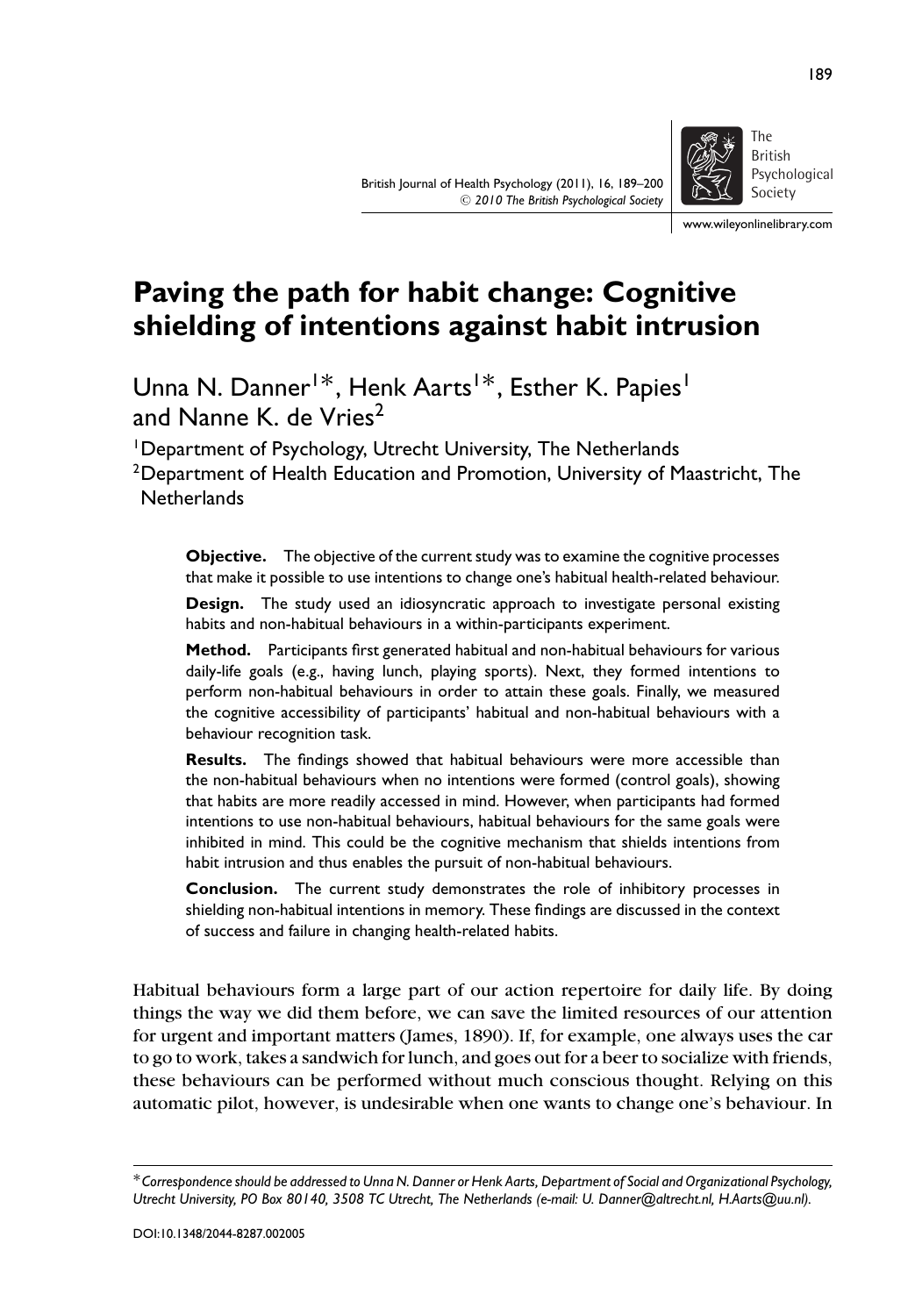# Paving the path for habit change: Cognitive shielding of intentions against habit intrusion

Unna N. Danner[1]*, Henk Aarts[1]*, Esther K. Papies[1] and Nanne K. de Vries[2]

[1]Department of Psychology, Utrecht University, The Netherlands

[2]Department of Health Education and Promotion, University of Maastricht, The Netherlands

**Objective.** The objective of the current study was to examine the cognitive processes that make it possible to use intentions to change one's habitual health-related behaviour.

**Design.** The study used an idiosyncratic approach to investigate personal existing habits and non-habitual behaviours in a within-participants experiment.

**Method.** Participants first generated habitual and non-habitual behaviours for various daily-life goals (e.g., having lunch, playing sports). Next, they formed intentions to perform non-habitual behaviours in order to attain these goals. Finally, we measured the cognitive accessibility of participants' habitual and non-habitual behaviours with a behaviour recognition task.

**Results.** The findings showed that habitual behaviours were more accessible than the non-habitual behaviours when no intentions were formed (control goals), showing that habits are more readily accessed in mind. However, when participants had formed intentions to use non-habitual behaviours, habitual behaviours for the same goals were inhibited in mind. This could be the cognitive mechanism that shields intentions from habit intrusion and thus enables the pursuit of non-habitual behaviours.

**Conclusion.** The current study demonstrates the role of inhibitory processes in shielding non-habitual intentions in memory. These findings are discussed in the context of success and failure in changing health-related habits.

Habitual behaviours form a large part of our action repertoire for daily life. By doing things the way we did them before, we can save the limited resources of our attention for urgent and important matters (James, 1890). If, for example, one always uses the car to go to work, takes a sandwich for lunch, and goes out for a beer to socialize with friends, these behaviours can be performed without much conscious thought. Relying on this automatic pilot, however, is undesirable when one wants to change one's behaviour. In

*Correspondence should be addressed to Unna N. Danner or Henk Aarts, Department of Social and Organizational Psychology, Utrecht University, PO Box 80140, 3508 TC Utrecht, The Netherlands (e-mail: U. Danner@altrecht.nl, H.Aarts@uu.nl).

DOI:10.1348/2044-8287.002005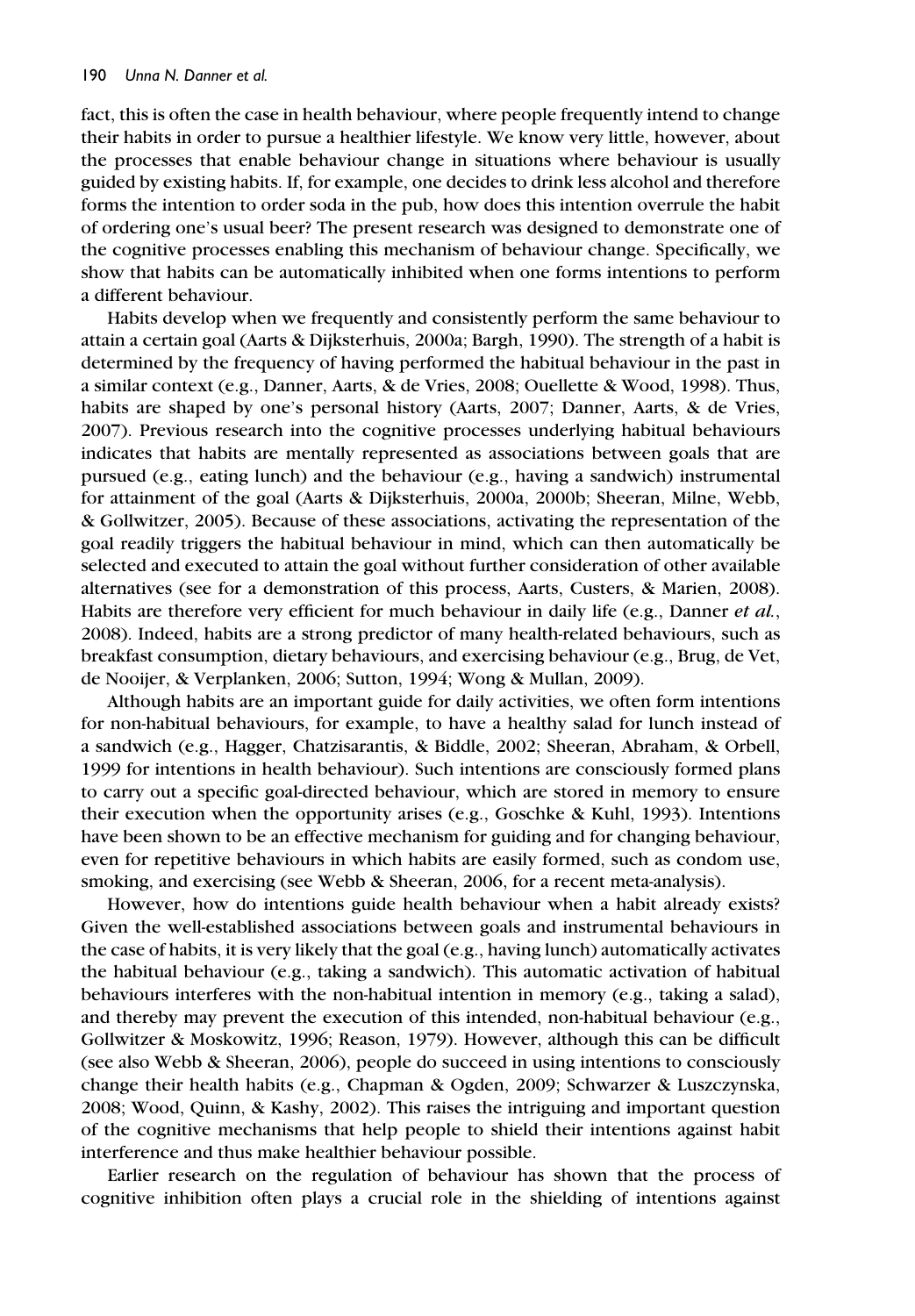fact, this is often the case in health behaviour, where people frequently intend to change their habits in order to pursue a healthier lifestyle. We know very little, however, about the processes that enable behaviour change in situations where behaviour is usually guided by existing habits. If, for example, one decides to drink less alcohol and therefore forms the intention to order soda in the pub, how does this intention overrule the habit of ordering one's usual beer? The present research was designed to demonstrate one of the cognitive processes enabling this mechanism of behaviour change. Specifically, we show that habits can be automatically inhibited when one forms intentions to perform a different behaviour.

Habits develop when we frequently and consistently perform the same behaviour to attain a certain goal (Aarts & Dijksterhuis, 2000a; Bargh, 1990). The strength of a habit is determined by the frequency of having performed the habitual behaviour in the past in a similar context (e.g., Danner, Aarts, & de Vries, 2008; Ouellette & Wood, 1998). Thus, habits are shaped by one's personal history (Aarts, 2007; Danner, Aarts, & de Vries, 2007). Previous research into the cognitive processes underlying habitual behaviours indicates that habits are mentally represented as associations between goals that are pursued (e.g., eating lunch) and the behaviour (e.g., having a sandwich) instrumental for attainment of the goal (Aarts & Dijksterhuis, 2000a, 2000b; Sheeran, Milne, Webb, & Gollwitzer, 2005). Because of these associations, activating the representation of the goal readily triggers the habitual behaviour in mind, which can then automatically be selected and executed to attain the goal without further consideration of other available alternatives (see for a demonstration of this process, Aarts, Custers, & Marien, 2008). Habits are therefore very efficient for much behaviour in daily life (e.g., Danner *et al.*, 2008). Indeed, habits are a strong predictor of many health-related behaviours, such as breakfast consumption, dietary behaviours, and exercising behaviour (e.g., Brug, de Vet, de Nooijer, & Verplanken, 2006; Sutton, 1994; Wong & Mullan, 2009).

Although habits are an important guide for daily activities, we often form intentions for non-habitual behaviours, for example, to have a healthy salad for lunch instead of a sandwich (e.g., Hagger, Chatzisarantis, & Biddle, 2002; Sheeran, Abraham, & Orbell, 1999 for intentions in health behaviour). Such intentions are consciously formed plans to carry out a specific goal-directed behaviour, which are stored in memory to ensure their execution when the opportunity arises (e.g., Goschke & Kuhl, 1993). Intentions have been shown to be an effective mechanism for guiding and for changing behaviour, even for repetitive behaviours in which habits are easily formed, such as condom use, smoking, and exercising (see Webb & Sheeran, 2006, for a recent meta-analysis).

However, how do intentions guide health behaviour when a habit already exists? Given the well-established associations between goals and instrumental behaviours in the case of habits, it is very likely that the goal (e.g., having lunch) automatically activates the habitual behaviour (e.g., taking a sandwich). This automatic activation of habitual behaviours interferes with the non-habitual intention in memory (e.g., taking a salad), and thereby may prevent the execution of this intended, non-habitual behaviour (e.g., Gollwitzer & Moskowitz, 1996; Reason, 1979). However, although this can be difficult (see also Webb & Sheeran, 2006), people do succeed in using intentions to consciously change their health habits (e.g., Chapman & Ogden, 2009; Schwarzer & Luszczynska, 2008; Wood, Quinn, & Kashy, 2002). This raises the intriguing and important question of the cognitive mechanisms that help people to shield their intentions against habit interference and thus make healthier behaviour possible.

Earlier research on the regulation of behaviour has shown that the process of cognitive inhibition often plays a crucial role in the shielding of intentions against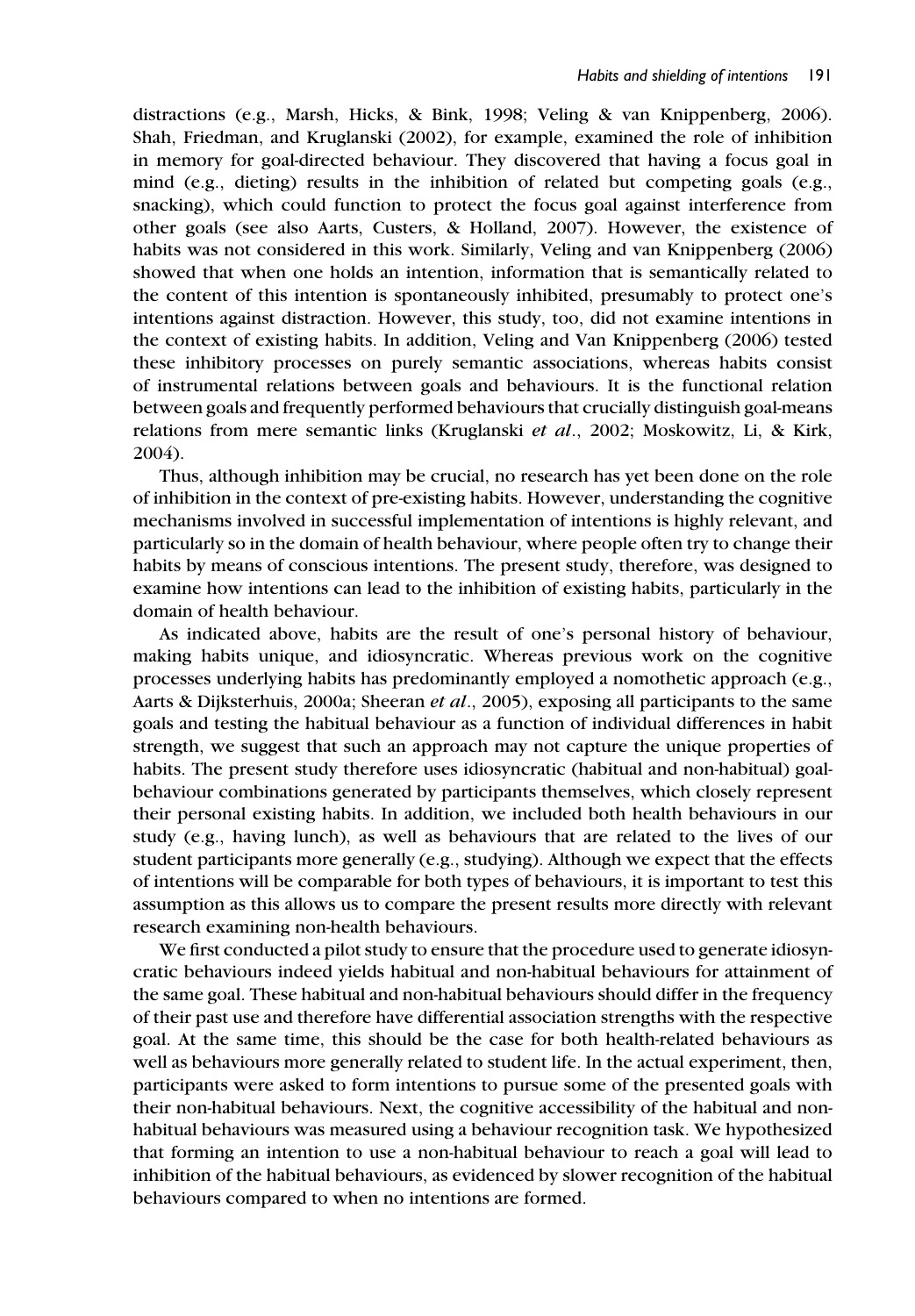distractions (e.g., Marsh, Hicks, & Bink, 1998; Veling & van Knippenberg, 2006). Shah, Friedman, and Kruglanski (2002), for example, examined the role of inhibition in memory for goal-directed behaviour. They discovered that having a focus goal in mind (e.g., dieting) results in the inhibition of related but competing goals (e.g., snacking), which could function to protect the focus goal against interference from other goals (see also Aarts, Custers, & Holland, 2007). However, the existence of habits was not considered in this work. Similarly, Veling and van Knippenberg (2006) showed that when one holds an intention, information that is semantically related to the content of this intention is spontaneously inhibited, presumably to protect one's intentions against distraction. However, this study, too, did not examine intentions in the context of existing habits. In addition, Veling and Van Knippenberg (2006) tested these inhibitory processes on purely semantic associations, whereas habits consist of instrumental relations between goals and behaviours. It is the functional relation between goals and frequently performed behaviours that crucially distinguish goal-means relations from mere semantic links (Kruglanski *et al*., 2002; Moskowitz, Li, & Kirk, 2004).

Thus, although inhibition may be crucial, no research has yet been done on the role of inhibition in the context of pre-existing habits. However, understanding the cognitive mechanisms involved in successful implementation of intentions is highly relevant, and particularly so in the domain of health behaviour, where people often try to change their habits by means of conscious intentions. The present study, therefore, was designed to examine how intentions can lead to the inhibition of existing habits, particularly in the domain of health behaviour.

As indicated above, habits are the result of one's personal history of behaviour, making habits unique, and idiosyncratic. Whereas previous work on the cognitive processes underlying habits has predominantly employed a nomothetic approach (e.g., Aarts & Dijksterhuis, 2000a; Sheeran *et al*., 2005), exposing all participants to the same goals and testing the habitual behaviour as a function of individual differences in habit strength, we suggest that such an approach may not capture the unique properties of habits. The present study therefore uses idiosyncratic (habitual and non-habitual) goal-behaviour combinations generated by participants themselves, which closely represent their personal existing habits. In addition, we included both health behaviours in our study (e.g., having lunch), as well as behaviours that are related to the lives of our student participants more generally (e.g., studying). Although we expect that the effects of intentions will be comparable for both types of behaviours, it is important to test this assumption as this allows us to compare the present results more directly with relevant research examining non-health behaviours.

We first conducted a pilot study to ensure that the procedure used to generate idiosyncratic behaviours indeed yields habitual and non-habitual behaviours for attainment of the same goal. These habitual and non-habitual behaviours should differ in the frequency of their past use and therefore have differential association strengths with the respective goal. At the same time, this should be the case for both health-related behaviours as well as behaviours more generally related to student life. In the actual experiment, then, participants were asked to form intentions to pursue some of the presented goals with their non-habitual behaviours. Next, the cognitive accessibility of the habitual and non-habitual behaviours was measured using a behaviour recognition task. We hypothesized that forming an intention to use a non-habitual behaviour to reach a goal will lead to inhibition of the habitual behaviours, as evidenced by slower recognition of the habitual behaviours compared to when no intentions are formed.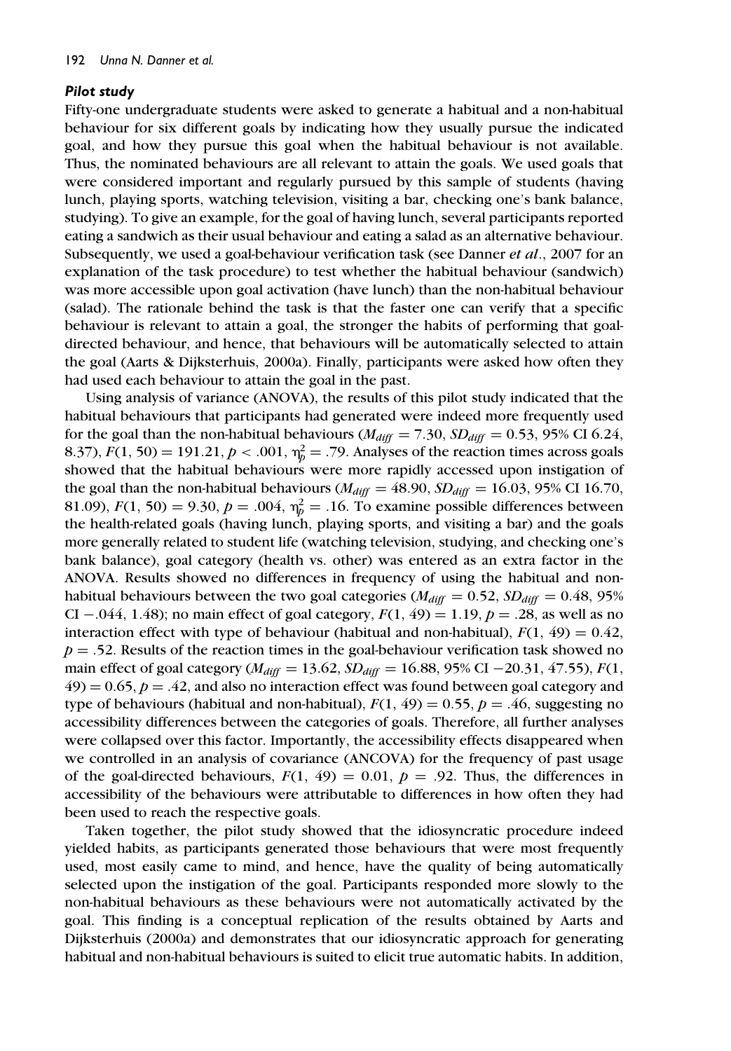### *Pilot study*

Fifty-one undergraduate students were asked to generate a habitual and a non-habitual behaviour for six different goals by indicating how they usually pursue the indicated goal, and how they pursue this goal when the habitual behaviour is not available. Thus, the nominated behaviours are all relevant to attain the goals. We used goals that were considered important and regularly pursued by this sample of students (having lunch, playing sports, watching television, visiting a bar, checking one's bank balance, studying). To give an example, for the goal of having lunch, several participants reported eating a sandwich as their usual behaviour and eating a salad as an alternative behaviour. Subsequently, we used a goal-behaviour verification task (see Danner *et al*., 2007 for an explanation of the task procedure) to test whether the habitual behaviour (sandwich) was more accessible upon goal activation (have lunch) than the non-habitual behaviour (salad). The rationale behind the task is that the faster one can verify that a specific behaviour is relevant to attain a goal, the stronger the habits of performing that goal-directed behaviour, and hence, that behaviours will be automatically selected to attain the goal (Aarts & Dijksterhuis, 2000a). Finally, participants were asked how often they had used each behaviour to attain the goal in the past.

Using analysis of variance (ANOVA), the results of this pilot study indicated that the habitual behaviours that participants had generated were indeed more frequently used for the goal than the non-habitual behaviours ($M_{diff} = 7.30$, $SD_{diff} = 0.53$, 95% CI 6.24, 8.37), $F(1, 50) = 191.21$, $p < .001$, $\eta_p^2 = .79$. Analyses of the reaction times across goals showed that the habitual behaviours were more rapidly accessed upon instigation of the goal than the non-habitual behaviours ($M_{diff} = 48.90$, $SD_{diff} = 16.03$, 95% CI 16.70, 81.09), $F(1, 50) = 9.30$, $p = .004$, $\eta_p^2 = .16$. To examine possible differences between the health-related goals (having lunch, playing sports, and visiting a bar) and the goals more generally related to student life (watching television, studying, and checking one's bank balance), goal category (health vs. other) was entered as an extra factor in the ANOVA. Results showed no differences in frequency of using the habitual and non-habitual behaviours between the two goal categories ($M_{diff} = 0.52$, $SD_{diff} = 0.48$, 95% CI $-.044$, 1.48); no main effect of goal category, $F(1, 49) = 1.19$, $p = .28$, as well as no interaction effect with type of behaviour (habitual and non-habitual), $F(1, 49) = 0.42$, $p = .52$. Results of the reaction times in the goal-behaviour verification task showed no main effect of goal category ($M_{diff} = 13.62$, $SD_{diff} = 16.88$, 95% CI $-20.31$, 47.55), $F(1, 49) = 0.65$, $p = .42$, and also no interaction effect was found between goal category and type of behaviours (habitual and non-habitual), $F(1, 49) = 0.55$, $p = .46$, suggesting no accessibility differences between the categories of goals. Therefore, all further analyses were collapsed over this factor. Importantly, the accessibility effects disappeared when we controlled in an analysis of covariance (ANCOVA) for the frequency of past usage of the goal-directed behaviours, $F(1, 49) = 0.01$, $p = .92$. Thus, the differences in accessibility of the behaviours were attributable to differences in how often they had been used to reach the respective goals.

Taken together, the pilot study showed that the idiosyncratic procedure indeed yielded habits, as participants generated those behaviours that were most frequently used, most easily came to mind, and hence, have the quality of being automatically selected upon the instigation of the goal. Participants responded more slowly to the non-habitual behaviours as these behaviours were not automatically activated by the goal. This finding is a conceptual replication of the results obtained by Aarts and Dijksterhuis (2000a) and demonstrates that our idiosyncratic approach for generating habitual and non-habitual behaviours is suited to elicit true automatic habits. In addition,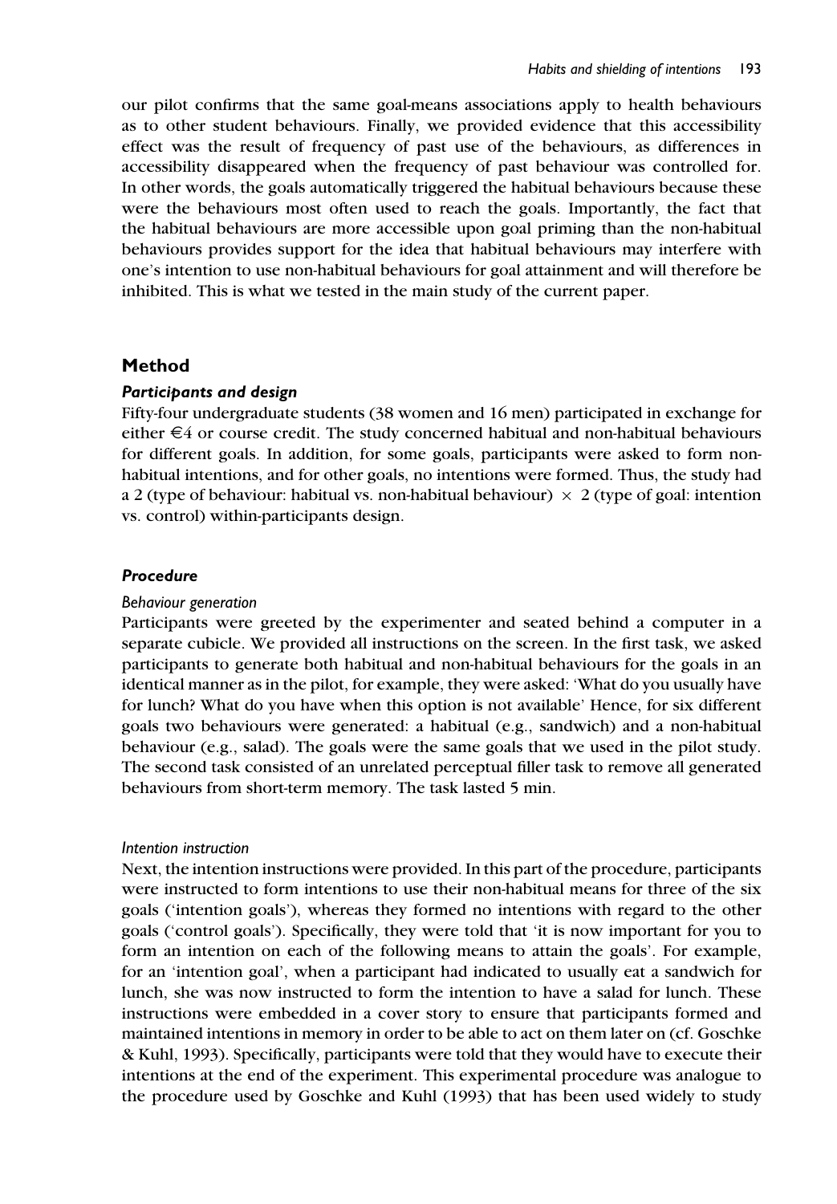our pilot confirms that the same goal-means associations apply to health behaviours as to other student behaviours. Finally, we provided evidence that this accessibility effect was the result of frequency of past use of the behaviours, as differences in accessibility disappeared when the frequency of past behaviour was controlled for. In other words, the goals automatically triggered the habitual behaviours because these were the behaviours most often used to reach the goals. Importantly, the fact that the habitual behaviours are more accessible upon goal priming than the non-habitual behaviours provides support for the idea that habitual behaviours may interfere with one's intention to use non-habitual behaviours for goal attainment and will therefore be inhibited. This is what we tested in the main study of the current paper.

## Method

### *Participants and design*

Fifty-four undergraduate students (38 women and 16 men) participated in exchange for either €4 or course credit. The study concerned habitual and non-habitual behaviours for different goals. In addition, for some goals, participants were asked to form non-habitual intentions, and for other goals, no intentions were formed. Thus, the study had a 2 (type of behaviour: habitual vs. non-habitual behaviour) $\times$ 2 (type of goal: intention vs. control) within-participants design.

### *Procedure*

#### *Behaviour generation*

Participants were greeted by the experimenter and seated behind a computer in a separate cubicle. We provided all instructions on the screen. In the first task, we asked participants to generate both habitual and non-habitual behaviours for the goals in an identical manner as in the pilot, for example, they were asked: 'What do you usually have for lunch? What do you have when this option is not available' Hence, for six different goals two behaviours were generated: a habitual (e.g., sandwich) and a non-habitual behaviour (e.g., salad). The goals were the same goals that we used in the pilot study. The second task consisted of an unrelated perceptual filler task to remove all generated behaviours from short-term memory. The task lasted 5 min.

#### *Intention instruction*

Next, the intention instructions were provided. In this part of the procedure, participants were instructed to form intentions to use their non-habitual means for three of the six goals ('intention goals'), whereas they formed no intentions with regard to the other goals ('control goals'). Specifically, they were told that 'it is now important for you to form an intention on each of the following means to attain the goals'. For example, for an 'intention goal', when a participant had indicated to usually eat a sandwich for lunch, she was now instructed to form the intention to have a salad for lunch. These instructions were embedded in a cover story to ensure that participants formed and maintained intentions in memory in order to be able to act on them later on (cf. Goschke & Kuhl, 1993). Specifically, participants were told that they would have to execute their intentions at the end of the experiment. This experimental procedure was analogue to the procedure used by Goschke and Kuhl (1993) that has been used widely to study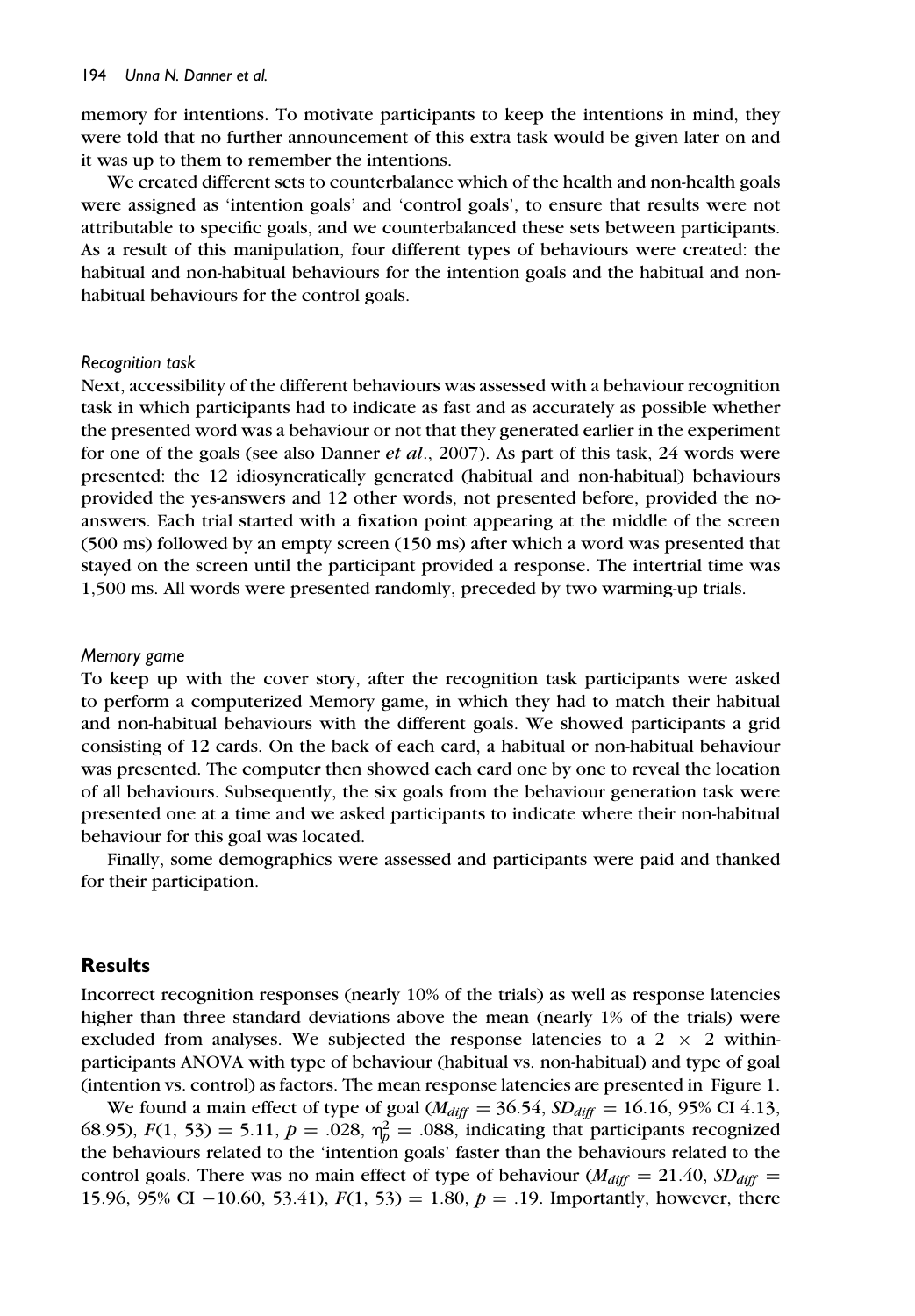memory for intentions. To motivate participants to keep the intentions in mind, they were told that no further announcement of this extra task would be given later on and it was up to them to remember the intentions.

We created different sets to counterbalance which of the health and non-health goals were assigned as 'intention goals' and 'control goals', to ensure that results were not attributable to specific goals, and we counterbalanced these sets between participants. As a result of this manipulation, four different types of behaviours were created: the habitual and non-habitual behaviours for the intention goals and the habitual and non-habitual behaviours for the control goals.

### Recognition task

Next, accessibility of the different behaviours was assessed with a behaviour recognition task in which participants had to indicate as fast and as accurately as possible whether the presented word was a behaviour or not that they generated earlier in the experiment for one of the goals (see also Danner *et al*., 2007). As part of this task, 24 words were presented: the 12 idiosyncratically generated (habitual and non-habitual) behaviours provided the yes-answers and 12 other words, not presented before, provided the no-answers. Each trial started with a fixation point appearing at the middle of the screen (500 ms) followed by an empty screen (150 ms) after which a word was presented that stayed on the screen until the participant provided a response. The intertrial time was 1,500 ms. All words were presented randomly, preceded by two warming-up trials.

### Memory game

To keep up with the cover story, after the recognition task participants were asked to perform a computerized Memory game, in which they had to match their habitual and non-habitual behaviours with the different goals. We showed participants a grid consisting of 12 cards. On the back of each card, a habitual or non-habitual behaviour was presented. The computer then showed each card one by one to reveal the location of all behaviours. Subsequently, the six goals from the behaviour generation task were presented one at a time and we asked participants to indicate where their non-habitual behaviour for this goal was located.

Finally, some demographics were assessed and participants were paid and thanked for their participation.

## Results

Incorrect recognition responses (nearly 10% of the trials) as well as response latencies higher than three standard deviations above the mean (nearly 1% of the trials) were excluded from analyses. We subjected the response latencies to a 2 × 2 within-participants ANOVA with type of behaviour (habitual vs. non-habitual) and type of goal (intention vs. control) as factors. The mean response latencies are presented in Figure 1.

We found a main effect of type of goal ($M_{diff} = 36.54$, $SD_{diff} = 16.16$, 95% CI 4.13, 68.95), $F(1, 53) = 5.11$, $p = .028$, $\eta_p^2 = .088$, indicating that participants recognized the behaviours related to the 'intention goals' faster than the behaviours related to the control goals. There was no main effect of type of behaviour ($M_{diff} = 21.40$, $SD_{diff} = 15.96$, 95% CI −10.60, 53.41), $F(1, 53) = 1.80$, $p = .19$. Importantly, however, there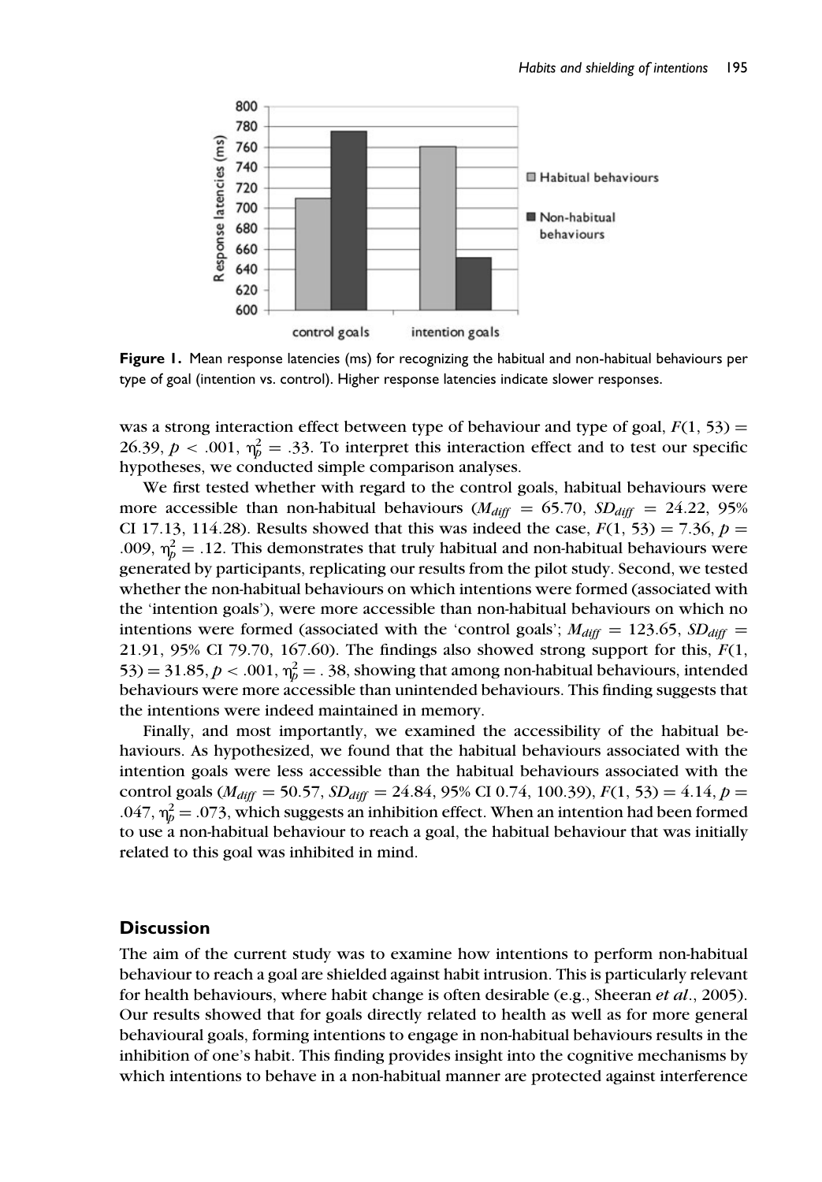800
780
760
740
720
700
680
660
640
620
600

Response latencies (ms)

control goals

intention goals

Habitual behaviours

Non-habitual behaviours

**Figure 1.** Mean response latencies (ms) for recognizing the habitual and non-habitual behaviours per type of goal (intention vs. control). Higher response latencies indicate slower responses.

was a strong interaction effect between type of behaviour and type of goal, $F(1, 53) = 26.39$, $p < .001$, $\eta_p^2 = .33$. To interpret this interaction effect and to test our specific hypotheses, we conducted simple comparison analyses.

We first tested whether with regard to the control goals, habitual behaviours were more accessible than non-habitual behaviours ($M_{diff} = 65.70$, $SD_{diff} = 24.22$, 95% CI 17.13, 114.28). Results showed that this was indeed the case, $F(1, 53) = 7.36$, $p = .009$, $\eta_p^2 = .12$. This demonstrates that truly habitual and non-habitual behaviours were generated by participants, replicating our results from the pilot study. Second, we tested whether the non-habitual behaviours on which intentions were formed (associated with the 'intention goals'), were more accessible than non-habitual behaviours on which no intentions were formed (associated with the 'control goals'; $M_{diff} = 123.65$, $SD_{diff} = 21.91$, 95% CI 79.70, 167.60). The findings also showed strong support for this, $F(1, 53) = 31.85$, $p < .001$, $\eta_p^2 = .38$, showing that among non-habitual behaviours, intended behaviours were more accessible than unintended behaviours. This finding suggests that the intentions were indeed maintained in memory.

Finally, and most importantly, we examined the accessibility of the habitual behaviours. As hypothesized, we found that the habitual behaviours associated with the intention goals were less accessible than the habitual behaviours associated with the control goals ($M_{diff} = 50.57$, $SD_{diff} = 24.84$, 95% CI 0.74, 100.39), $F(1, 53) = 4.14$, $p = .047$, $\eta_p^2 = .073$, which suggests an inhibition effect. When an intention had been formed to use a non-habitual behaviour to reach a goal, the habitual behaviour that was initially related to this goal was inhibited in mind.

## Discussion

The aim of the current study was to examine how intentions to perform non-habitual behaviour to reach a goal are shielded against habit intrusion. This is particularly relevant for health behaviours, where habit change is often desirable (e.g., Sheeran *et al*., 2005). Our results showed that for goals directly related to health as well as for more general behavioural goals, forming intentions to engage in non-habitual behaviours results in the inhibition of one's habit. This finding provides insight into the cognitive mechanisms by which intentions to behave in a non-habitual manner are protected against interference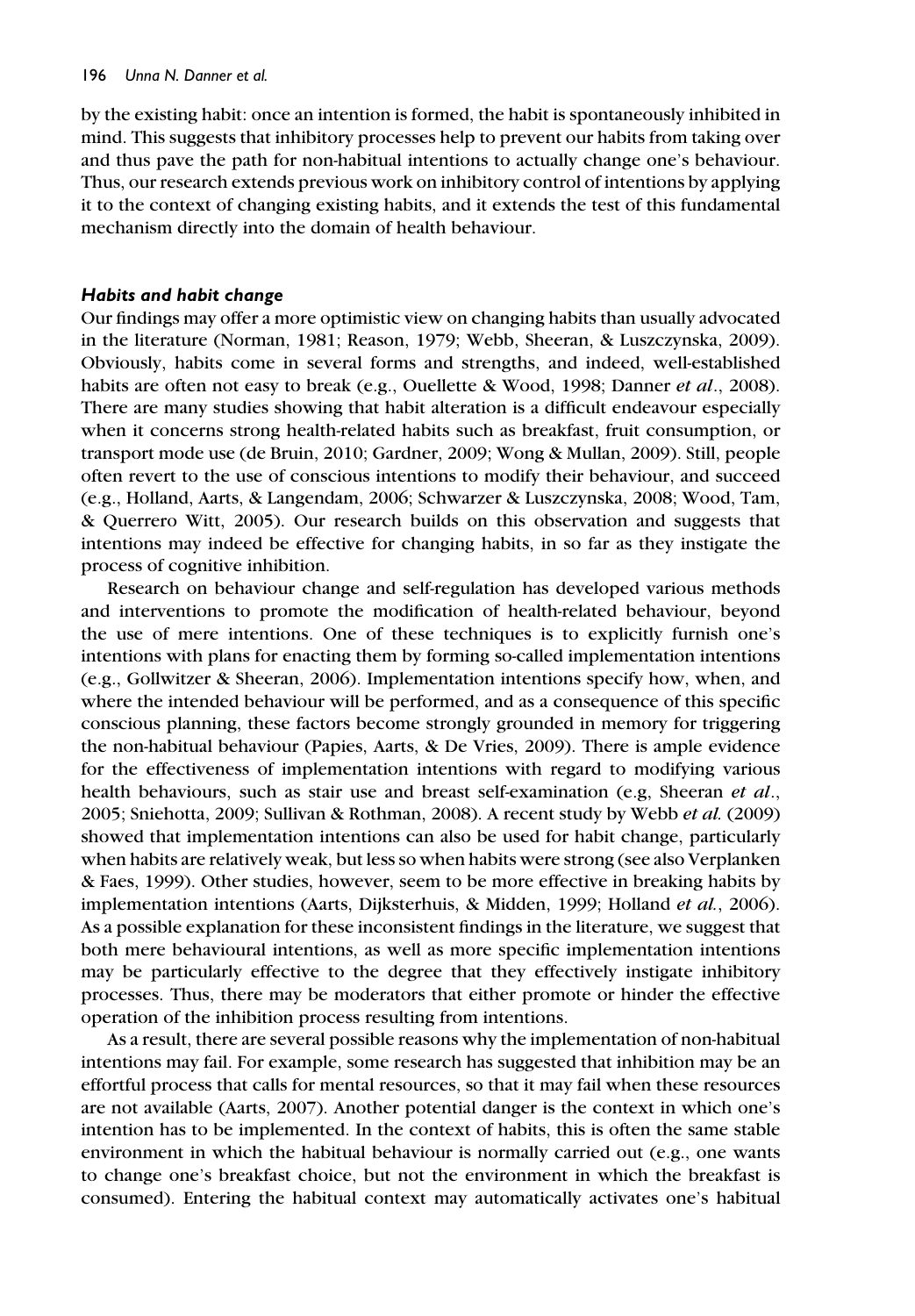by the existing habit: once an intention is formed, the habit is spontaneously inhibited in mind. This suggests that inhibitory processes help to prevent our habits from taking over and thus pave the path for non-habitual intentions to actually change one's behaviour. Thus, our research extends previous work on inhibitory control of intentions by applying it to the context of changing existing habits, and it extends the test of this fundamental mechanism directly into the domain of health behaviour.

### *Habits and habit change*

Our findings may offer a more optimistic view on changing habits than usually advocated in the literature (Norman, 1981; Reason, 1979; Webb, Sheeran, & Luszczynska, 2009). Obviously, habits come in several forms and strengths, and indeed, well-established habits are often not easy to break (e.g., Ouellette & Wood, 1998; Danner *et al*., 2008). There are many studies showing that habit alteration is a difficult endeavour especially when it concerns strong health-related habits such as breakfast, fruit consumption, or transport mode use (de Bruin, 2010; Gardner, 2009; Wong & Mullan, 2009). Still, people often revert to the use of conscious intentions to modify their behaviour, and succeed (e.g., Holland, Aarts, & Langendam, 2006; Schwarzer & Luszczynska, 2008; Wood, Tam, & Querrero Witt, 2005). Our research builds on this observation and suggests that intentions may indeed be effective for changing habits, in so far as they instigate the process of cognitive inhibition.

Research on behaviour change and self-regulation has developed various methods and interventions to promote the modification of health-related behaviour, beyond the use of mere intentions. One of these techniques is to explicitly furnish one's intentions with plans for enacting them by forming so-called implementation intentions (e.g., Gollwitzer & Sheeran, 2006). Implementation intentions specify how, when, and where the intended behaviour will be performed, and as a consequence of this specific conscious planning, these factors become strongly grounded in memory for triggering the non-habitual behaviour (Papies, Aarts, & De Vries, 2009). There is ample evidence for the effectiveness of implementation intentions with regard to modifying various health behaviours, such as stair use and breast self-examination (e.g, Sheeran *et al*., 2005; Sniehotta, 2009; Sullivan & Rothman, 2008). A recent study by Webb *et al.* (2009) showed that implementation intentions can also be used for habit change, particularly when habits are relatively weak, but less so when habits were strong (see also Verplanken & Faes, 1999). Other studies, however, seem to be more effective in breaking habits by implementation intentions (Aarts, Dijksterhuis, & Midden, 1999; Holland *et al.*, 2006). As a possible explanation for these inconsistent findings in the literature, we suggest that both mere behavioural intentions, as well as more specific implementation intentions may be particularly effective to the degree that they effectively instigate inhibitory processes. Thus, there may be moderators that either promote or hinder the effective operation of the inhibition process resulting from intentions.

As a result, there are several possible reasons why the implementation of non-habitual intentions may fail. For example, some research has suggested that inhibition may be an effortful process that calls for mental resources, so that it may fail when these resources are not available (Aarts, 2007). Another potential danger is the context in which one's intention has to be implemented. In the context of habits, this is often the same stable environment in which the habitual behaviour is normally carried out (e.g., one wants to change one's breakfast choice, but not the environment in which the breakfast is consumed). Entering the habitual context may automatically activates one's habitual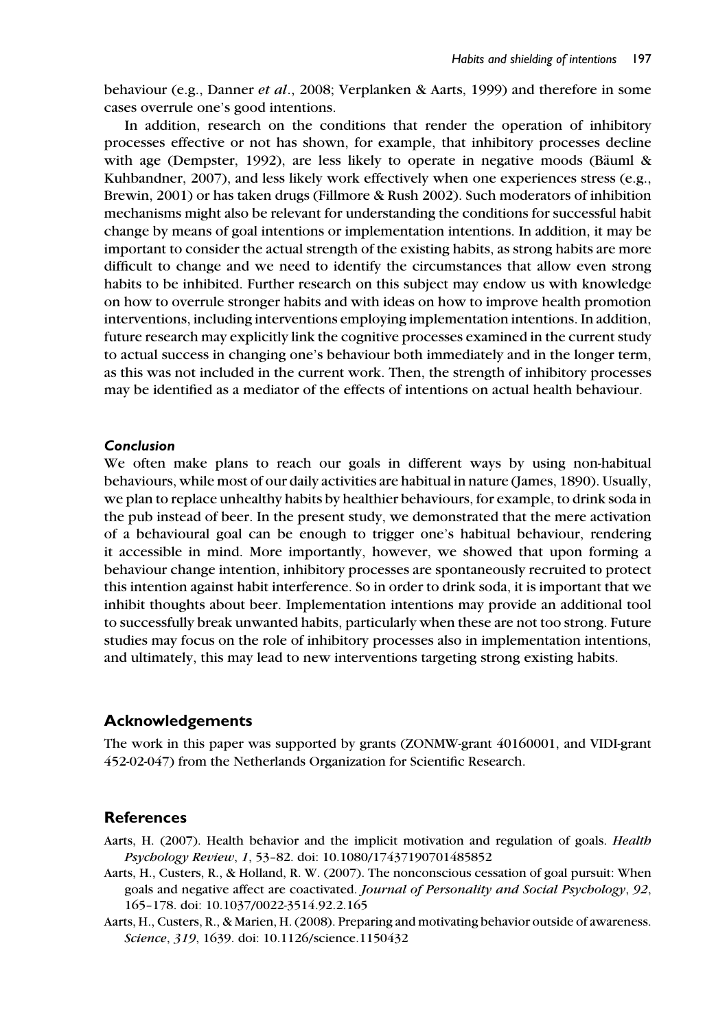behaviour (e.g., Danner *et al*., 2008; Verplanken & Aarts, 1999) and therefore in some cases overrule one's good intentions.

In addition, research on the conditions that render the operation of inhibitory processes effective or not has shown, for example, that inhibitory processes decline with age (Dempster, 1992), are less likely to operate in negative moods (Bäuml & Kuhbandner, 2007), and less likely work effectively when one experiences stress (e.g., Brewin, 2001) or has taken drugs (Fillmore & Rush 2002). Such moderators of inhibition mechanisms might also be relevant for understanding the conditions for successful habit change by means of goal intentions or implementation intentions. In addition, it may be important to consider the actual strength of the existing habits, as strong habits are more difficult to change and we need to identify the circumstances that allow even strong habits to be inhibited. Further research on this subject may endow us with knowledge on how to overrule stronger habits and with ideas on how to improve health promotion interventions, including interventions employing implementation intentions. In addition, future research may explicitly link the cognitive processes examined in the current study to actual success in changing one's behaviour both immediately and in the longer term, as this was not included in the current work. Then, the strength of inhibitory processes may be identified as a mediator of the effects of intentions on actual health behaviour.

### *Conclusion*

We often make plans to reach our goals in different ways by using non-habitual behaviours, while most of our daily activities are habitual in nature (James, 1890). Usually, we plan to replace unhealthy habits by healthier behaviours, for example, to drink soda in the pub instead of beer. In the present study, we demonstrated that the mere activation of a behavioural goal can be enough to trigger one's habitual behaviour, rendering it accessible in mind. More importantly, however, we showed that upon forming a behaviour change intention, inhibitory processes are spontaneously recruited to protect this intention against habit interference. So in order to drink soda, it is important that we inhibit thoughts about beer. Implementation intentions may provide an additional tool to successfully break unwanted habits, particularly when these are not too strong. Future studies may focus on the role of inhibitory processes also in implementation intentions, and ultimately, this may lead to new interventions targeting strong existing habits.

## Acknowledgements

The work in this paper was supported by grants (ZONMW-grant 40160001, and VIDI-grant 452-02-047) from the Netherlands Organization for Scientific Research.

## References

Aarts, H. (2007). Health behavior and the implicit motivation and regulation of goals. *Health Psychology Review*, *1*, 53–82. doi: 10.1080/17437190701485852

Aarts, H., Custers, R., & Holland, R. W. (2007). The nonconscious cessation of goal pursuit: When goals and negative affect are coactivated. *Journal of Personality and Social Psychology*, *92*, 165–178. doi: 10.1037/0022-3514.92.2.165

Aarts, H., Custers, R., & Marien, H. (2008). Preparing and motivating behavior outside of awareness. *Science*, *319*, 1639. doi: 10.1126/science.1150432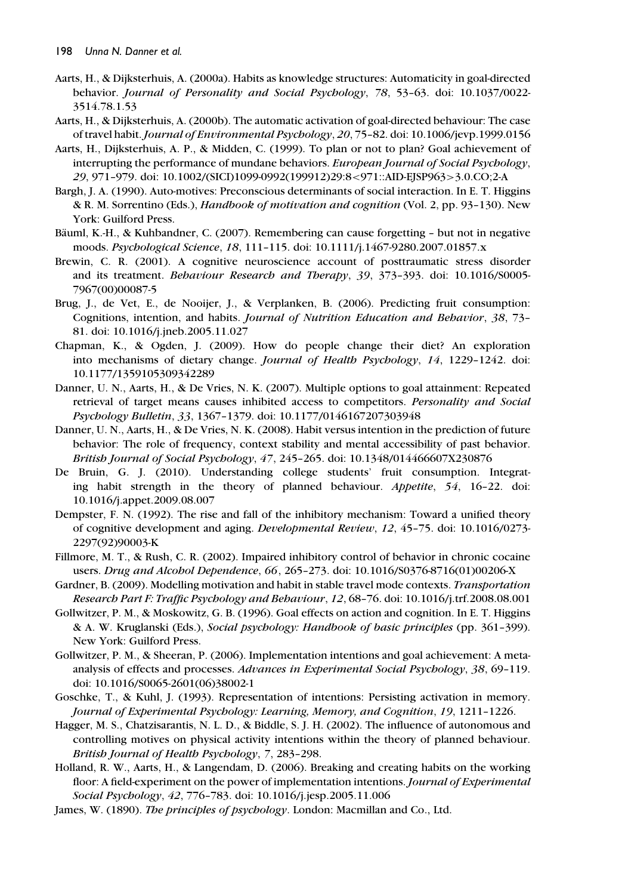Aarts, H., & Dijksterhuis, A. (2000a). Habits as knowledge structures: Automaticity in goal-directed behavior. *Journal of Personality and Social Psychology*, *78*, 53–63. doi: 10.1037/0022-3514.78.1.53

Aarts, H., & Dijksterhuis, A. (2000b). The automatic activation of goal-directed behaviour: The case of travel habit. *Journal of Environmental Psychology*, *20*, 75–82. doi: 10.1006/jevp.1999.0156

Aarts, H., Dijksterhuis, A. P., & Midden, C. (1999). To plan or not to plan? Goal achievement of interrupting the performance of mundane behaviors. *European Journal of Social Psychology*, *29*, 971–979. doi: 10.1002/(SICI)1099-0992(199912)29:8<971::AID-EJSP963>3.0.CO;2-A

Bargh, J. A. (1990). Auto-motives: Preconscious determinants of social interaction. In E. T. Higgins & R. M. Sorrentino (Eds.), *Handbook of motivation and cognition* (Vol. 2, pp. 93–130). New York: Guilford Press.

Bäuml, K.-H., & Kuhbandner, C. (2007). Remembering can cause forgetting – but not in negative moods. *Psychological Science*, *18*, 111–115. doi: 10.1111/j.1467-9280.2007.01857.x

Brewin, C. R. (2001). A cognitive neuroscience account of posttraumatic stress disorder and its treatment. *Behaviour Research and Therapy*, *39*, 373–393. doi: 10.1016/S0005-7967(00)00087-5

Brug, J., de Vet, E., de Nooijer, J., & Verplanken, B. (2006). Predicting fruit consumption: Cognitions, intention, and habits. *Journal of Nutrition Education and Behavior*, *38*, 73–81. doi: 10.1016/j.jneb.2005.11.027

Chapman, K., & Ogden, J. (2009). How do people change their diet? An exploration into mechanisms of dietary change. *Journal of Health Psychology*, *14*, 1229–1242. doi: 10.1177/1359105309342289

Danner, U. N., Aarts, H., & De Vries, N. K. (2007). Multiple options to goal attainment: Repeated retrieval of target means causes inhibited access to competitors. *Personality and Social Psychology Bulletin*, *33*, 1367–1379. doi: 10.1177/0146167207303948

Danner, U. N., Aarts, H., & De Vries, N. K. (2008). Habit versus intention in the prediction of future behavior: The role of frequency, context stability and mental accessibility of past behavior. *British Journal of Social Psychology*, *47*, 245–265. doi: 10.1348/014466607X230876

De Bruin, G. J. (2010). Understanding college students' fruit consumption. Integrating habit strength in the theory of planned behaviour. *Appetite*, *54*, 16–22. doi: 10.1016/j.appet.2009.08.007

Dempster, F. N. (1992). The rise and fall of the inhibitory mechanism: Toward a unified theory of cognitive development and aging. *Developmental Review*, *12*, 45–75. doi: 10.1016/0273-2297(92)90003-K

Fillmore, M. T., & Rush, C. R. (2002). Impaired inhibitory control of behavior in chronic cocaine users. *Drug and Alcohol Dependence*, *66*, 265–273. doi: 10.1016/S0376-8716(01)00206-X

Gardner, B. (2009). Modelling motivation and habit in stable travel mode contexts. *Transportation Research Part F: Traffic Psychology and Behaviour*, *12*, 68–76. doi: 10.1016/j.trf.2008.08.001

Gollwitzer, P. M., & Moskowitz, G. B. (1996). Goal effects on action and cognition. In E. T. Higgins & A. W. Kruglanski (Eds.), *Social psychology: Handbook of basic principles* (pp. 361–399). New York: Guilford Press.

Gollwitzer, P. M., & Sheeran, P. (2006). Implementation intentions and goal achievement: A meta-analysis of effects and processes. *Advances in Experimental Social Psychology*, *38*, 69–119. doi: 10.1016/S0065-2601(06)38002-1

Goschke, T., & Kuhl, J. (1993). Representation of intentions: Persisting activation in memory. *Journal of Experimental Psychology: Learning, Memory, and Cognition*, *19*, 1211–1226.

Hagger, M. S., Chatzisarantis, N. L. D., & Biddle, S. J. H. (2002). The influence of autonomous and controlling motives on physical activity intentions within the theory of planned behaviour. *British Journal of Health Psychology*, *7*, 283–298.

Holland, R. W., Aarts, H., & Langendam, D. (2006). Breaking and creating habits on the working floor: A field-experiment on the power of implementation intentions. *Journal of Experimental Social Psychology*, *42*, 776–783. doi: 10.1016/j.jesp.2005.11.006

James, W. (1890). *The principles of psychology*. London: Macmillan and Co., Ltd.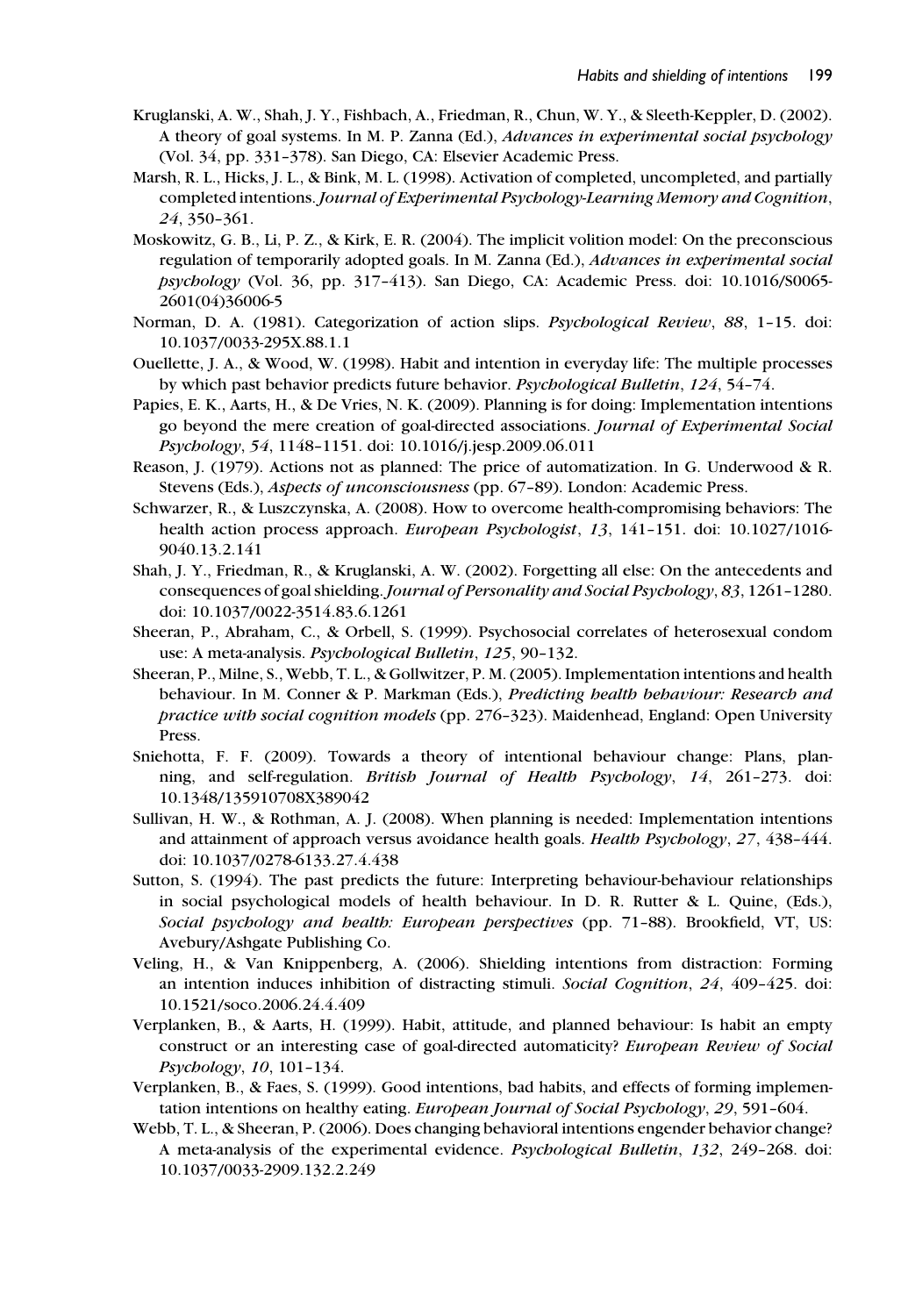Kruglanski, A. W., Shah, J. Y., Fishbach, A., Friedman, R., Chun, W. Y., & Sleeth-Keppler, D. (2002). A theory of goal systems. In M. P. Zanna (Ed.), *Advances in experimental social psychology* (Vol. 34, pp. 331–378). San Diego, CA: Elsevier Academic Press.

Marsh, R. L., Hicks, J. L., & Bink, M. L. (1998). Activation of completed, uncompleted, and partially completed intentions. *Journal of Experimental Psychology-Learning Memory and Cognition*, *24*, 350–361.

Moskowitz, G. B., Li, P. Z., & Kirk, E. R. (2004). The implicit volition model: On the preconscious regulation of temporarily adopted goals. In M. Zanna (Ed.), *Advances in experimental social psychology* (Vol. 36, pp. 317–413). San Diego, CA: Academic Press. doi: 10.1016/S0065-2601(04)36006-5

Norman, D. A. (1981). Categorization of action slips. *Psychological Review*, *88*, 1–15. doi: 10.1037/0033-295X.88.1.1

Ouellette, J. A., & Wood, W. (1998). Habit and intention in everyday life: The multiple processes by which past behavior predicts future behavior. *Psychological Bulletin*, *124*, 54–74.

Papies, E. K., Aarts, H., & De Vries, N. K. (2009). Planning is for doing: Implementation intentions go beyond the mere creation of goal-directed associations. *Journal of Experimental Social Psychology*, *54*, 1148–1151. doi: 10.1016/j.jesp.2009.06.011

Reason, J. (1979). Actions not as planned: The price of automatization. In G. Underwood & R. Stevens (Eds.), *Aspects of unconsciousness* (pp. 67–89). London: Academic Press.

Schwarzer, R., & Luszczynska, A. (2008). How to overcome health-compromising behaviors: The health action process approach. *European Psychologist*, *13*, 141–151. doi: 10.1027/1016-9040.13.2.141

Shah, J. Y., Friedman, R., & Kruglanski, A. W. (2002). Forgetting all else: On the antecedents and consequences of goal shielding. *Journal of Personality and Social Psychology*, *83*, 1261–1280. doi: 10.1037/0022-3514.83.6.1261

Sheeran, P., Abraham, C., & Orbell, S. (1999). Psychosocial correlates of heterosexual condom use: A meta-analysis. *Psychological Bulletin*, *125*, 90–132.

Sheeran, P., Milne, S., Webb, T. L., & Gollwitzer, P. M. (2005). Implementation intentions and health behaviour. In M. Conner & P. Markman (Eds.), *Predicting health behaviour: Research and practice with social cognition models* (pp. 276–323). Maidenhead, England: Open University Press.

Sniehotta, F. F. (2009). Towards a theory of intentional behaviour change: Plans, planning, and self-regulation. *British Journal of Health Psychology*, *14*, 261–273. doi: 10.1348/135910708X389042

Sullivan, H. W., & Rothman, A. J. (2008). When planning is needed: Implementation intentions and attainment of approach versus avoidance health goals. *Health Psychology*, *27*, 438–444. doi: 10.1037/0278-6133.27.4.438

Sutton, S. (1994). The past predicts the future: Interpreting behaviour-behaviour relationships in social psychological models of health behaviour. In D. R. Rutter & L. Quine, (Eds.), *Social psychology and health: European perspectives* (pp. 71–88). Brookfield, VT, US: Avebury/Ashgate Publishing Co.

Veling, H., & Van Knippenberg, A. (2006). Shielding intentions from distraction: Forming an intention induces inhibition of distracting stimuli. *Social Cognition*, *24*, 409–425. doi: 10.1521/soco.2006.24.4.409

Verplanken, B., & Aarts, H. (1999). Habit, attitude, and planned behaviour: Is habit an empty construct or an interesting case of goal-directed automaticity? *European Review of Social Psychology*, *10*, 101–134.

Verplanken, B., & Faes, S. (1999). Good intentions, bad habits, and effects of forming implementation intentions on healthy eating. *European Journal of Social Psychology*, *29*, 591–604.

Webb, T. L., & Sheeran, P. (2006). Does changing behavioral intentions engender behavior change? A meta-analysis of the experimental evidence. *Psychological Bulletin*, *132*, 249–268. doi: 10.1037/0033-2909.132.2.249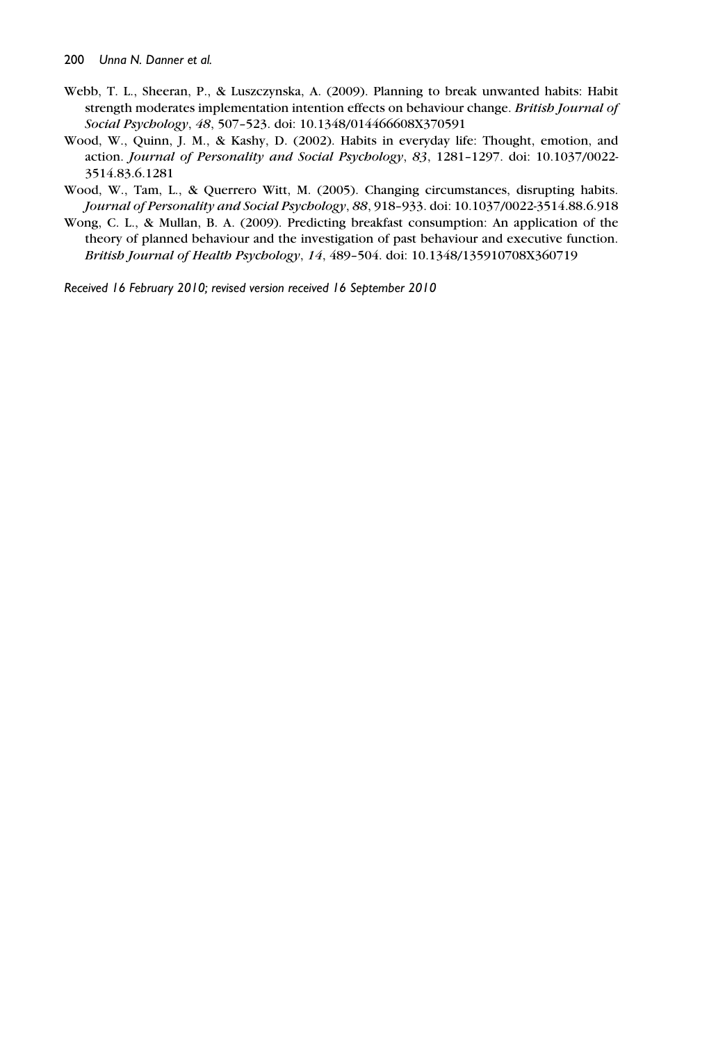Webb, T. L., Sheeran, P., & Luszczynska, A. (2009). Planning to break unwanted habits: Habit strength moderates implementation intention effects on behaviour change. *British Journal of Social Psychology*, *48*, 507–523. doi: 10.1348/014466608X370591

Wood, W., Quinn, J. M., & Kashy, D. (2002). Habits in everyday life: Thought, emotion, and action. *Journal of Personality and Social Psychology*, *83*, 1281–1297. doi: 10.1037/0022-3514.83.6.1281

Wood, W., Tam, L., & Querrero Witt, M. (2005). Changing circumstances, disrupting habits. *Journal of Personality and Social Psychology*, *88*, 918–933. doi: 10.1037/0022-3514.88.6.918

Wong, C. L., & Mullan, B. A. (2009). Predicting breakfast consumption: An application of the theory of planned behaviour and the investigation of past behaviour and executive function. *British Journal of Health Psychology*, *14*, 489–504. doi: 10.1348/135910708X360719

*Received 16 February 2010; revised version received 16 September 2010*